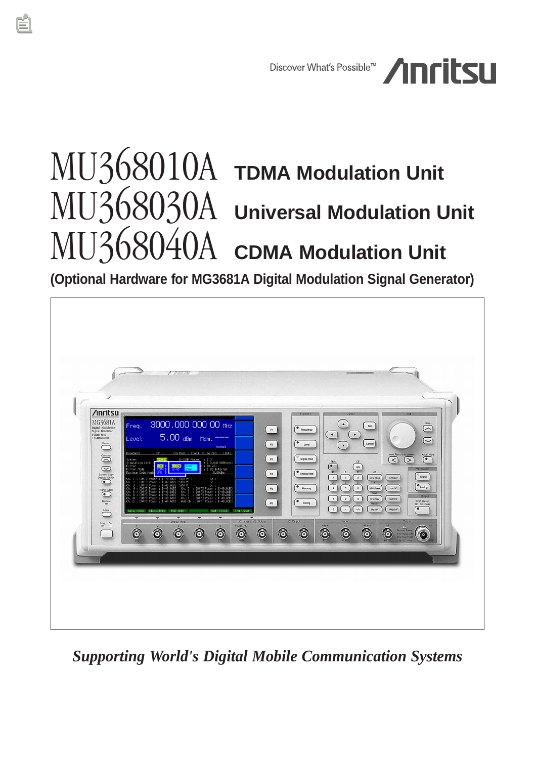Discover What's Possible™ Anritsu

# MU368010A TDMA Modulation Unit
# MU368030A Universal Modulation Unit
# MU368040A CDMA Modulation Unit

**(Optional Hardware for MG3681A Digital Modulation Signal Generator)**

*Supporting World's Digital Mobile Communication Systems*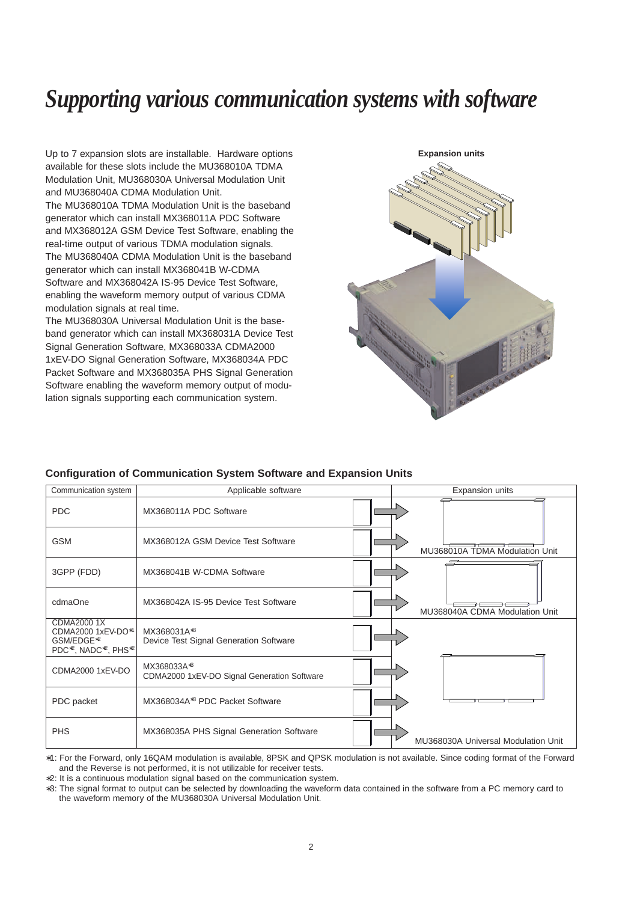# Supporting various communication systems with software

Up to 7 expansion slots are installable. Hardware options available for these slots include the MU368010A TDMA Modulation Unit, MU368030A Universal Modulation Unit and MU368040A CDMA Modulation Unit.
The MU368010A TDMA Modulation Unit is the baseband generator which can install MX368011A PDC Software and MX368012A GSM Device Test Software, enabling the real-time output of various TDMA modulation signals.
The MU368040A CDMA Modulation Unit is the baseband generator which can install MX368041B W-CDMA Software and MX368042A IS-95 Device Test Software, enabling the waveform memory output of various CDMA modulation signals at real time.
The MU368030A Universal Modulation Unit is the baseband generator which can install MX368031A Device Test Signal Generation Software, MX368033A CDMA2000 1xEV-DO Signal Generation Software, MX368034A PDC Packet Software and MX368035A PHS Signal Generation Software enabling the waveform memory output of modulation signals supporting each communication system.

**Expansion units**

### Configuration of Communication System Software and Expansion Units

| Communication system | Applicable software | Expansion units |
|---|---|---|
| PDC | MX368011A PDC Software | MU368010A TDMA Modulation Unit |
| GSM | MX368012A GSM Device Test Software | MU368010A TDMA Modulation Unit |
| 3GPP (FDD) | MX368041B W-CDMA Software | MU368040A CDMA Modulation Unit |
| cdmaOne | MX368042A IS-95 Device Test Software | MU368040A CDMA Modulation Unit |
| CDMA2000 1X, CDMA2000 1xEV-DO*1, GSM/EDGE*2, PDC*2, NADC*2, PHS*2 | MX368031A*3 Device Test Signal Generation Software | MU368030A Universal Modulation Unit |
| CDMA2000 1xEV-DO | MX368033A*3 CDMA2000 1xEV-DO Signal Generation Software | MU368030A Universal Modulation Unit |
| PDC packet | MX368034A*3 PDC Packet Software | MU368030A Universal Modulation Unit |
| PHS | MX368035A PHS Signal Generation Software | MU368030A Universal Modulation Unit |

*1: For the Forward, only 16QAM modulation is available, 8PSK and QPSK modulation is not available. Since coding format of the Forward and the Reverse is not performed, it is not utilizable for receiver tests.
*2: It is a continuous modulation signal based on the communication system.
*3: The signal format to output can be selected by downloading the waveform data contained in the software from a PC memory card to the waveform memory of the MU368030A Universal Modulation Unit.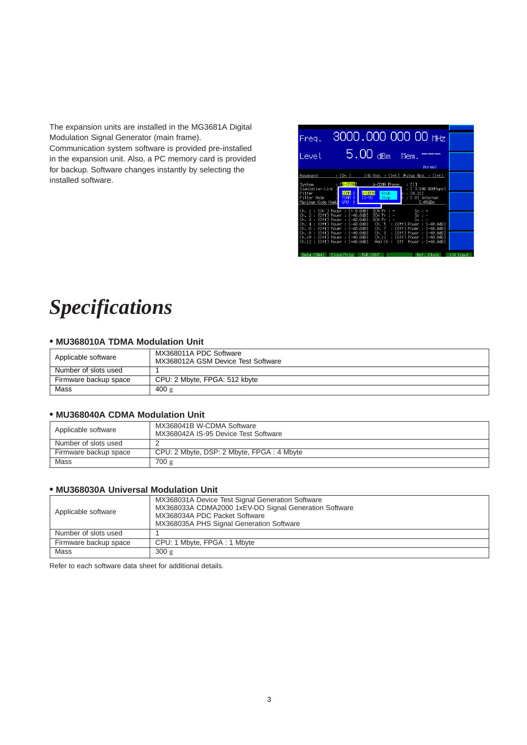The expansion units are installed in the MG3681A Digital Modulation Signal Generator (main frame).
Communication system software is provided pre-installed in the expansion unit. Also, a PC memory card is provided for backup. Software changes instantly by selecting the installed software.

# *Specifications*

### • MU368010A TDMA Modulation Unit

| | |
|---|---|
| Applicable software | MX368011A PDC Software<br>MX368012A GSM Device Test Software |
| Number of slots used | 1 |
| Firmware backup space | CPU: 2 Mbyte, FPGA: 512 kbyte |
| Mass | 400 g |

### • MU368040A CDMA Modulation Unit

| | |
|---|---|
| Applicable software | MX368041B W-CDMA Software<br>MX368042A IS-95 Device Test Software |
| Number of slots used | 2 |
| Firmware backup space | CPU: 2 Mbyte, DSP: 2 Mbyte, FPGA : 4 Mbyte |
| Mass | 700 g |

### • MU368030A Universal Modulation Unit

| | |
|---|---|
| Applicable software | MX368031A Device Test Signal Generation Software<br>MX368033A CDMA2000 1xEV-DO Signal Generation Software<br>MX368034A PDC Packet Software<br>MX368035A PHS Signal Generation Software |
| Number of slots used | 1 |
| Firmware backup space | CPU: 1 Mbyte, FPGA : 1 Mbyte |
| Mass | 300 g |

Refer to each software data sheet for additional details.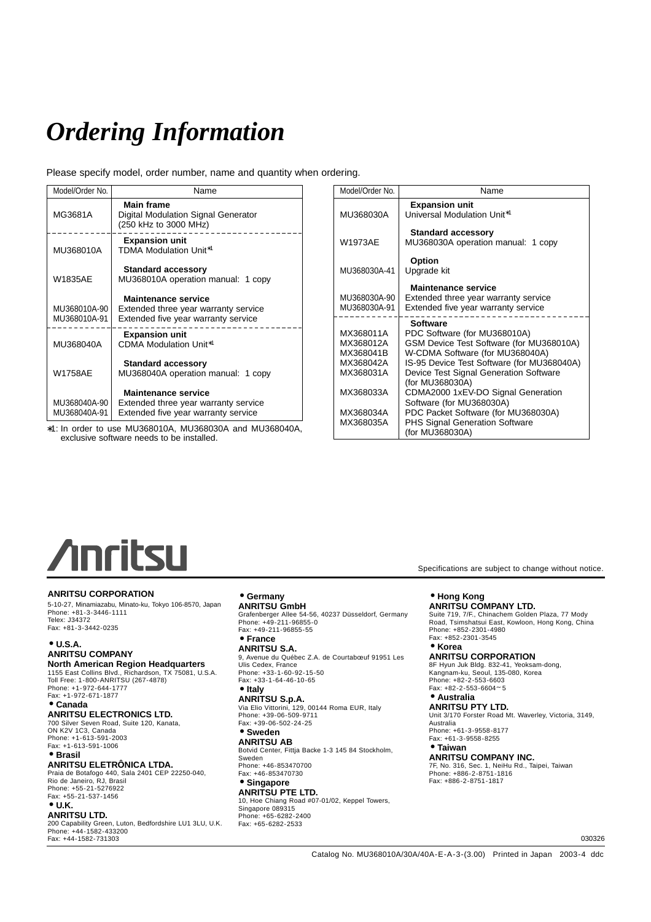// Ordering Information

# *Ordering Information*

Please specify model, order number, name and quantity when ordering.

| Model/Order No. | Name |
|---|---|
| | **Main frame** |
| MG3681A | Digital Modulation Signal Generator (250 kHz to 3000 MHz) |
| | **Expansion unit** |
| MU368010A | TDMA Modulation Unit*1 |
| | **Standard accessory** |
| W1835AE | MU368010A operation manual: 1 copy |
| | **Maintenance service** |
| MU368010A-90 | Extended three year warranty service |
| MU368010A-91 | Extended five year warranty service |
| | **Expansion unit** |
| MU368040A | CDMA Modulation Unit*1 |
| | **Standard accessory** |
| W1758AE | MU368040A operation manual: 1 copy |
| | **Maintenance service** |
| MU368040A-90 | Extended three year warranty service |
| MU368040A-91 | Extended five year warranty service |

*1: In order to use MU368010A, MU368030A and MU368040A, exclusive software needs to be installed.

| Model/Order No. | Name |
|---|---|
| | **Expansion unit** |
| MU368030A | Universal Modulation Unit*1 |
| | **Standard accessory** |
| W1973AE | MU368030A operation manual: 1 copy |
| | **Option** |
| MU368030A-41 | Upgrade kit |
| | **Maintenance service** |
| MU368030A-90 | Extended three year warranty service |
| MU368030A-91 | Extended five year warranty service |
| | **Software** |
| MX368011A | PDC Software (for MU368010A) |
| MX368012A | GSM Device Test Software (for MU368010A) |
| MX368041B | W-CDMA Software (for MU368040A) |
| MX368042A | IS-95 Device Test Software (for MU368040A) |
| MX368031A | Device Test Signal Generation Software (for MU368030A) |
| MX368033A | CDMA2000 1xEV-DO Signal Generation Software (for MU368030A) |
| MX368034A | PDC Packet Software (for MU368030A) |
| MX368035A | PHS Signal Generation Software (for MU368030A) |

Anritsu

Specifications are subject to change without notice.

**ANRITSU CORPORATION**
5-10-27, Minamiazabu, Minato-ku, Tokyo 106-8570, Japan
Phone: +81-3-3446-1111
Telex: J34372
Fax: +81-3-3442-0235

• **U.S.A.**
**ANRITSU COMPANY**
**North American Region Headquarters**
1155 East Collins Blvd., Richardson, TX 75081, U.S.A.
Toll Free: 1-800-ANRITSU (267-4878)
Phone: +1-972-644-1777
Fax: +1-972-671-1877

• **Canada**
**ANRITSU ELECTRONICS LTD.**
700 Silver Seven Road, Suite 120, Kanata, ON K2V 1C3, Canada
Phone: +1-613-591-2003
Fax: +1-613-591-1006

• **Brasil**
**ANRITSU ELETRÔNICA LTDA.**
Praia de Botafogo 440, Sala 2401 CEP 22250-040, Rio de Janeiro, RJ, Brasil
Phone: +55-21-5276922
Fax: +55-21-537-1456

• **U.K.**
**ANRITSU LTD.**
200 Capability Green, Luton, Bedfordshire LU1 3LU, U.K.
Phone: +44-1582-433200
Fax: +44-1582-731303

• **Germany**
**ANRITSU GmbH**
Grafenberger Allee 54-56, 40237 Düsseldorf, Germany
Phone: +49-211-96855-0
Fax: +49-211-96855-55

• **France**
**ANRITSU S.A.**
9, Avenue du Québec Z.A. de Courtabœuf 91951 Les Ulis Cedex, France
Phone: +33-1-60-92-15-50
Fax: +33-1-64-46-10-65

• **Italy**
**ANRITSU S.p.A.**
Via Elio Vittorini, 129, 00144 Roma EUR, Italy
Phone: +39-06-509-9711
Fax: +39-06-502-24-25

• **Sweden**
**ANRITSU AB**
Botvid Center, Fittja Backe 1-3 145 84 Stockholm, Sweden
Phone: +46-853470700
Fax: +46-853470730

• **Singapore**
**ANRITSU PTE LTD.**
10, Hoe Chiang Road #07-01/02, Keppel Towers, Singapore 089315
Phone: +65-6282-2400
Fax: +65-6282-2533

• **Hong Kong**
**ANRITSU COMPANY LTD.**
Suite 719, 7/F., Chinachem Golden Plaza, 77 Mody Road, Tsimshatsui East, Kowloon, Hong Kong, China
Phone: +852-2301-4980
Fax: +852-2301-3545

• **Korea**
**ANRITSU CORPORATION**
8F Hyun Juk Bldg. 832-41, Yeoksam-dong, Kangnam-ku, Seoul, 135-080, Korea
Phone: +82-2-553-6603
Fax: +82-2-553-6604~5

• **Australia**
**ANRITSU PTY LTD.**
Unit 3/170 Forster Road Mt. Waverley, Victoria, 3149, Australia
Phone: +61-3-9558-8177
Fax: +61-3-9558-8255

• **Taiwan**
**ANRITSU COMPANY INC.**
7F, No. 316, Sec. 1, NeiHu Rd., Taipei, Taiwan
Phone: +886-2-8751-1816
Fax: +886-2-8751-1817

030326

Catalog No. MU368010A/30A/40A-E-A-3-(3.00) Printed in Japan 2003-4 ddc